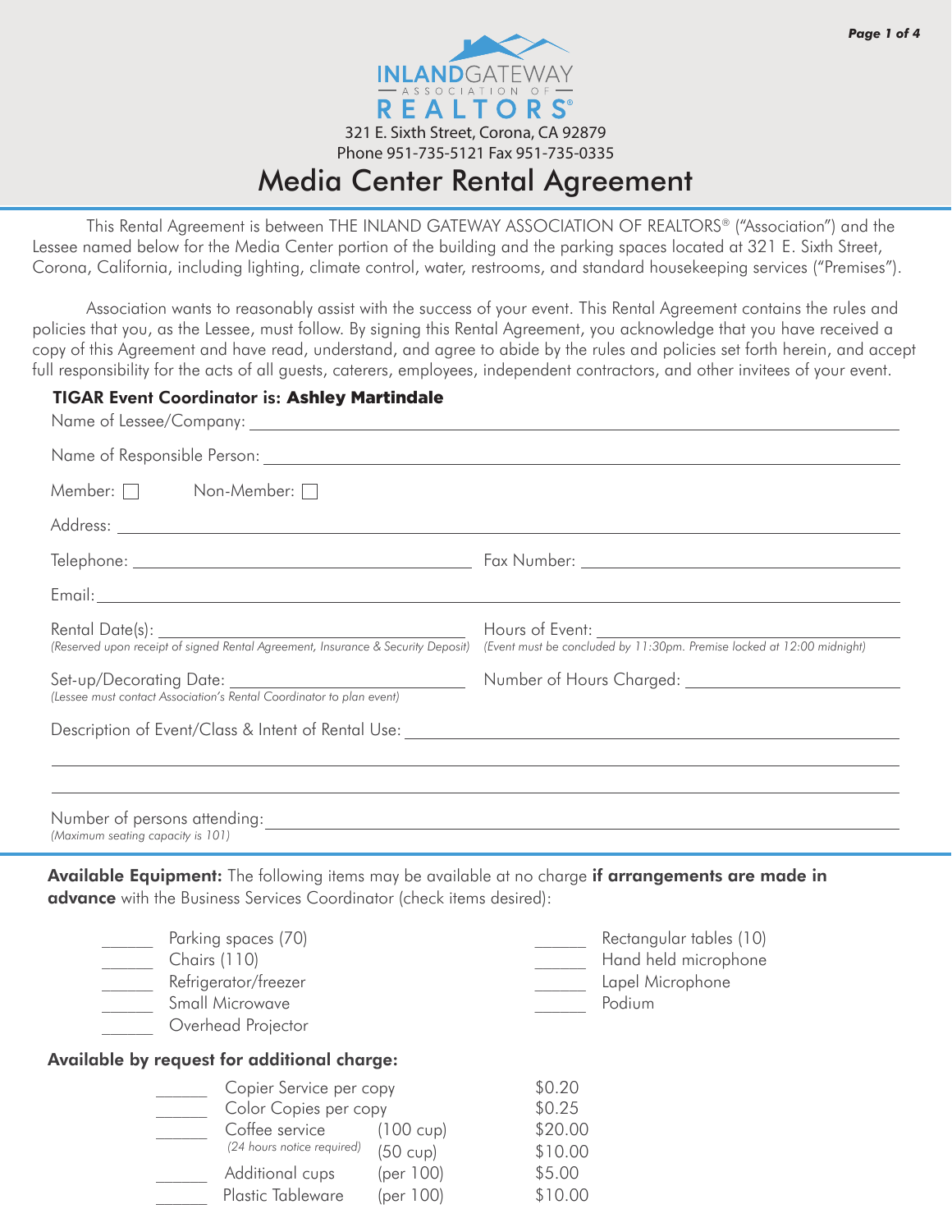**INLAND GATEWAY ASSOCIATION OF REALTORS®**

321 E. Sixth Street, Corona, CA 92879
Phone 951-735-5121 Fax 951-735-0335

# Media Center Rental Agreement

This Rental Agreement is between THE INLAND GATEWAY ASSOCIATION OF REALTORS® ("Association") and the Lessee named below for the Media Center portion of the building and the parking spaces located at 321 E. Sixth Street, Corona, California, including lighting, climate control, water, restrooms, and standard housekeeping services ("Premises").

Association wants to reasonably assist with the success of your event. This Rental Agreement contains the rules and policies that you, as the Lessee, must follow. By signing this Rental Agreement, you acknowledge that you have received a copy of this Agreement and have read, understand, and agree to abide by the rules and policies set forth herein, and accept full responsibility for the acts of all guests, caterers, employees, independent contractors, and other invitees of your event.

**TIGAR Event Coordinator is: Ashley Martindale**

Name of Lessee/Company: ______________________________

Name of Responsible Person: ______________________________

Member: ☐ Non-Member: ☐

Address: ______________________________

Telephone: ____________________ Fax Number: ____________________

Email: ______________________________

Rental Date(s): ____________________
*(Reserved upon receipt of signed Rental Agreement, Insurance & Security Deposit)*

Hours of Event: ____________________
*(Event must be concluded by 11:30pm. Premise locked at 12:00 midnight)*

Set-up/Decorating Date: ____________________
*(Lessee must contact Association's Rental Coordinator to plan event)*

Number of Hours Charged: ____________________

Description of Event/Class & Intent of Rental Use: ______________________________

______________________________

______________________________

Number of persons attending: ______________________________
*(Maximum seating capacity is 101)*

**Available Equipment:** The following items may be available at no charge **if arrangements are made in advance** with the Business Services Coordinator (check items desired):

- ______ Parking spaces (70)
- ______ Chairs (110)
- ______ Refrigerator/freezer
- ______ Small Microwave
- ______ Overhead Projector
- ______ Rectangular tables (10)
- ______ Hand held microphone
- ______ Lapel Microphone
- ______ Podium

**Available by request for additional charge:**

| | Item | | Price |
|---|---|---|---|
| ______ | Copier Service per copy | | $0.20 |
| ______ | Color Copies per copy | | $0.25 |
| ______ | Coffee service | (100 cup) | $20.00 |
| | *(24 hours notice required)* | (50 cup) | $10.00 |
| ______ | Additional cups | (per 100) | $5.00 |
| ______ | Plastic Tableware | (per 100) | $10.00 |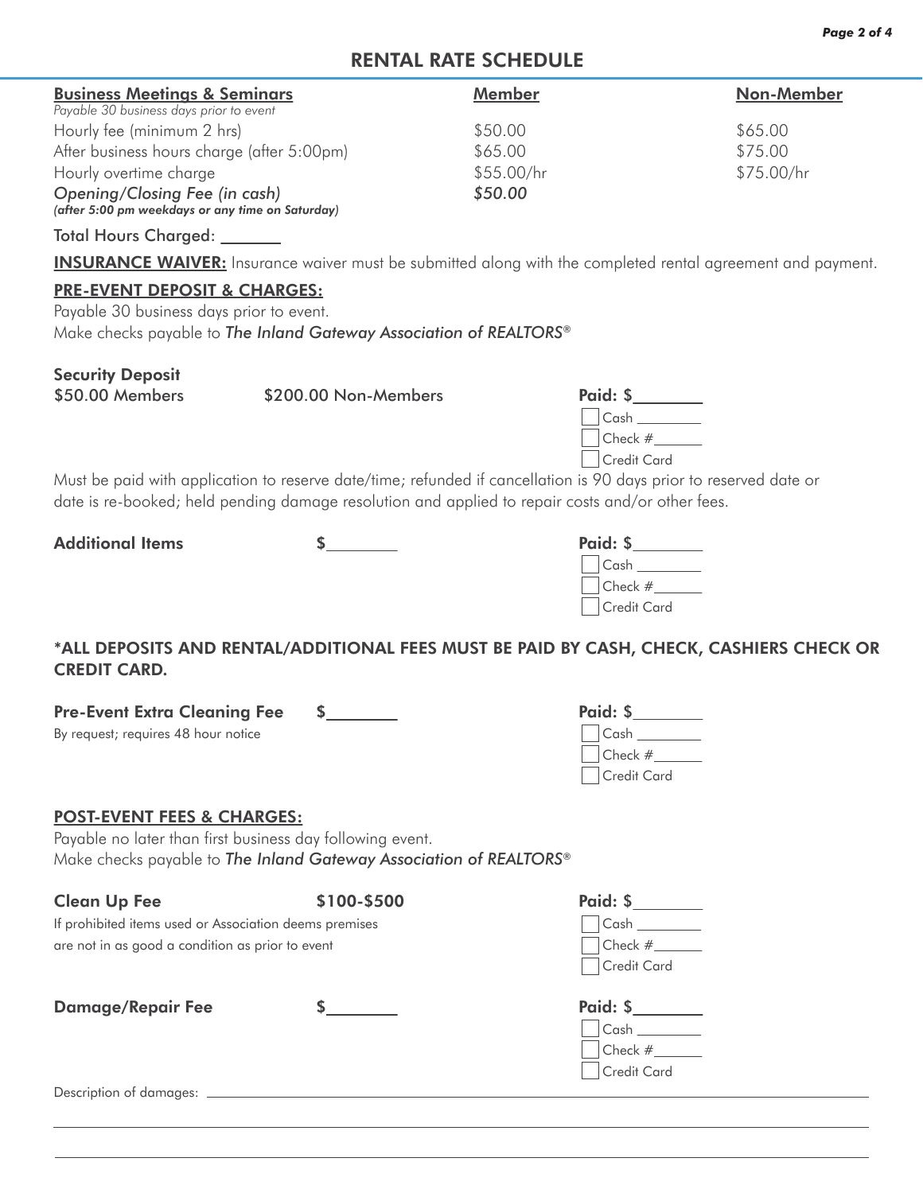## RENTAL RATE SCHEDULE

| **Business Meetings & Seminars** *Payable 30 business days prior to event* | **Member** | **Non-Member** |
|---|---|---|
| Hourly fee (minimum 2 hrs) | $50.00 | $65.00 |
| After business hours charge (after 5:00pm) | $65.00 | $75.00 |
| Hourly overtime charge | $55.00/hr | $75.00/hr |
| *Opening/Closing Fee (in cash)* ***(after 5:00 pm weekdays or any time on Saturday)*** | *$50.00* | |

Total Hours Charged: _______

**INSURANCE WAIVER:** Insurance waiver must be submitted along with the completed rental agreement and payment.

### PRE-EVENT DEPOSIT & CHARGES:

Payable 30 business days prior to event.
Make checks payable to *The Inland Gateway Association of REALTORS®*

**Security Deposit**
**$50.00 Members** | **$200.00 Non-Members**

**Paid: $________**
- [ ] Cash ________
- [ ] Check #______
- [ ] Credit Card

Must be paid with application to reserve date/time; refunded if cancellation is 90 days prior to reserved date or date is re-booked; held pending damage resolution and applied to repair costs and/or other fees.

**Additional Items** $________

**Paid: $________**
- [ ] Cash ________
- [ ] Check #______
- [ ] Credit Card

**\*ALL DEPOSITS AND RENTAL/ADDITIONAL FEES MUST BE PAID BY CASH, CHECK, CASHIERS CHECK OR CREDIT CARD.**

**Pre-Event Extra Cleaning Fee** $________
By request; requires 48 hour notice

**Paid: $________**
- [ ] Cash ________
- [ ] Check #______
- [ ] Credit Card

### POST-EVENT FEES & CHARGES:

Payable no later than first business day following event.
Make checks payable to *The Inland Gateway Association of REALTORS®*

**Clean Up Fee** **$100-$500**
If prohibited items used or Association deems premises are not in as good a condition as prior to event

**Paid: $________**
- [ ] Cash ________
- [ ] Check #______
- [ ] Credit Card

**Damage/Repair Fee** $________

**Paid: $________**
- [ ] Cash ________
- [ ] Check #______
- [ ] Credit Card

Description of damages: ______________________________________________________________

______________________________________________________________

______________________________________________________________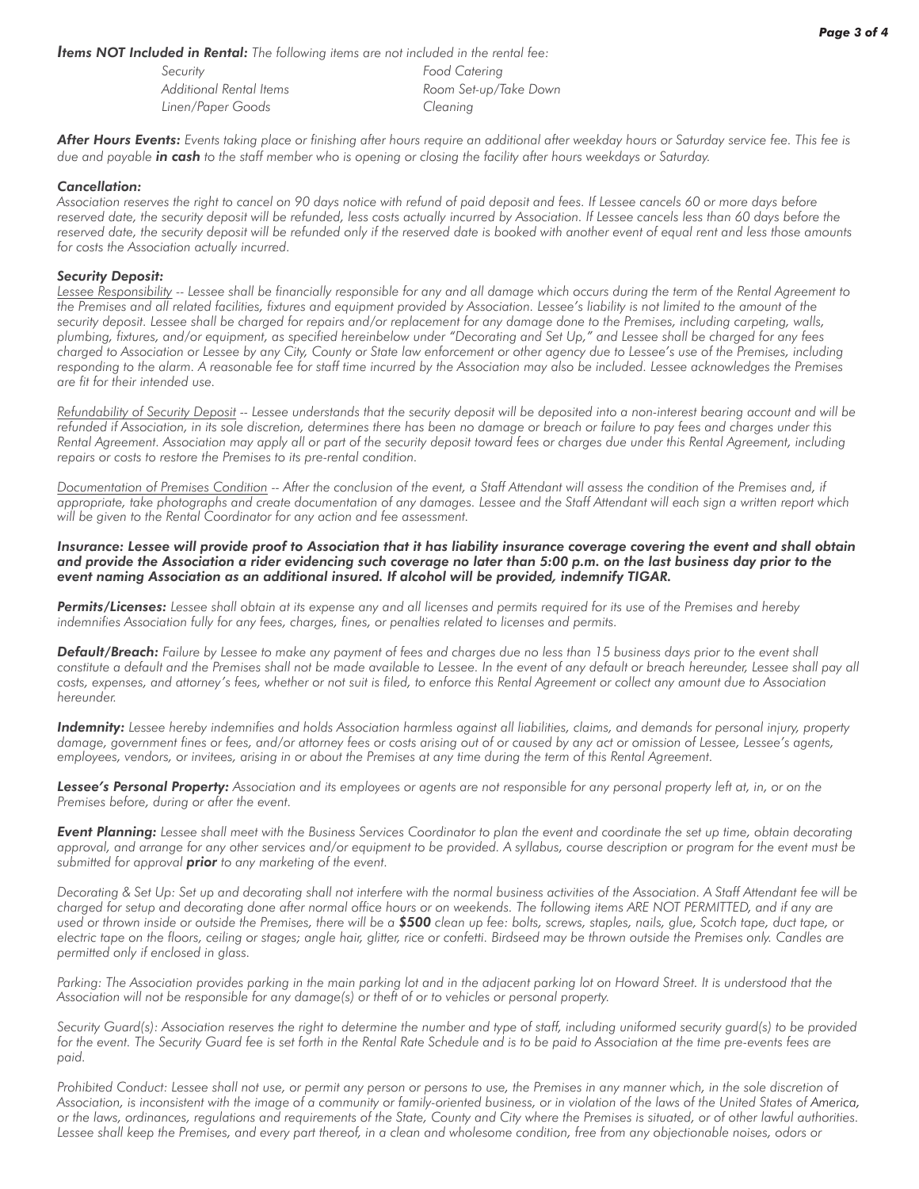***Items NOT Included in Rental:*** *The following items are not included in the rental fee:*

| | |
|---|---|
| *Security* | *Food Catering* |
| *Additional Rental Items* | *Room Set-up/Take Down* |
| *Linen/Paper Goods* | *Cleaning* |

***After Hours Events:*** *Events taking place or finishing after hours require an additional after weekday hours or Saturday service fee. This fee is due and payable* ***in cash*** *to the staff member who is opening or closing the facility after hours weekdays or Saturday.*

***Cancellation:***
*Association reserves the right to cancel on 90 days notice with refund of paid deposit and fees. If Lessee cancels 60 or more days before reserved date, the security deposit will be refunded, less costs actually incurred by Association. If Lessee cancels less than 60 days before the reserved date, the security deposit will be refunded only if the reserved date is booked with another event of equal rent and less those amounts for costs the Association actually incurred.*

***Security Deposit:***
*Lessee Responsibility -- Lessee shall be financially responsible for any and all damage which occurs during the term of the Rental Agreement to the Premises and all related facilities, fixtures and equipment provided by Association. Lessee's liability is not limited to the amount of the security deposit. Lessee shall be charged for repairs and/or replacement for any damage done to the Premises, including carpeting, walls, plumbing, fixtures, and/or equipment, as specified hereinbelow under "Decorating and Set Up," and Lessee shall be charged for any fees charged to Association or Lessee by any City, County or State law enforcement or other agency due to Lessee's use of the Premises, including responding to the alarm. A reasonable fee for staff time incurred by the Association may also be included. Lessee acknowledges the Premises are fit for their intended use.*

*Refundability of Security Deposit -- Lessee understands that the security deposit will be deposited into a non-interest bearing account and will be refunded if Association, in its sole discretion, determines there has been no damage or breach or failure to pay fees and charges under this Rental Agreement. Association may apply all or part of the security deposit toward fees or charges due under this Rental Agreement, including repairs or costs to restore the Premises to its pre-rental condition.*

*Documentation of Premises Condition -- After the conclusion of the event, a Staff Attendant will assess the condition of the Premises and, if appropriate, take photographs and create documentation of any damages. Lessee and the Staff Attendant will each sign a written report which will be given to the Rental Coordinator for any action and fee assessment.*

***Insurance: Lessee will provide proof to Association that it has liability insurance coverage covering the event and shall obtain and provide the Association a rider evidencing such coverage no later than 5:00 p.m. on the last business day prior to the event naming Association as an additional insured. If alcohol will be provided, indemnify TIGAR.***

***Permits/Licenses:*** *Lessee shall obtain at its expense any and all licenses and permits required for its use of the Premises and hereby indemnifies Association fully for any fees, charges, fines, or penalties related to licenses and permits.*

***Default/Breach:*** *Failure by Lessee to make any payment of fees and charges due no less than 15 business days prior to the event shall constitute a default and the Premises shall not be made available to Lessee. In the event of any default or breach hereunder, Lessee shall pay all costs, expenses, and attorney's fees, whether or not suit is filed, to enforce this Rental Agreement or collect any amount due to Association hereunder.*

***Indemnity:*** *Lessee hereby indemnifies and holds Association harmless against all liabilities, claims, and demands for personal injury, property damage, government fines or fees, and/or attorney fees or costs arising out of or caused by any act or omission of Lessee, Lessee's agents, employees, vendors, or invitees, arising in or about the Premises at any time during the term of this Rental Agreement.*

***Lessee's Personal Property:*** *Association and its employees or agents are not responsible for any personal property left at, in, or on the Premises before, during or after the event.*

***Event Planning:*** *Lessee shall meet with the Business Services Coordinator to plan the event and coordinate the set up time, obtain decorating approval, and arrange for any other services and/or equipment to be provided. A syllabus, course description or program for the event must be submitted for approval* ***prior*** *to any marketing of the event.*

*Decorating & Set Up: Set up and decorating shall not interfere with the normal business activities of the Association. A Staff Attendant fee will be charged for setup and decorating done after normal office hours or on weekends. The following items ARE NOT PERMITTED, and if any are used or thrown inside or outside the Premises, there will be a* ***$500*** *clean up fee: bolts, screws, staples, nails, glue, Scotch tape, duct tape, or electric tape on the floors, ceiling or stages; angle hair, glitter, rice or confetti. Birdseed may be thrown outside the Premises only. Candles are permitted only if enclosed in glass.*

*Parking: The Association provides parking in the main parking lot and in the adjacent parking lot on Howard Street. It is understood that the Association will not be responsible for any damage(s) or theft of or to vehicles or personal property.*

*Security Guard(s): Association reserves the right to determine the number and type of staff, including uniformed security guard(s) to be provided for the event. The Security Guard fee is set forth in the Rental Rate Schedule and is to be paid to Association at the time pre-events fees are paid.*

*Prohibited Conduct: Lessee shall not use, or permit any person or persons to use, the Premises in any manner which, in the sole discretion of Association, is inconsistent with the image of a community or family-oriented business, or in violation of the laws of the United States of America, or the laws, ordinances, regulations and requirements of the State, County and City where the Premises is situated, or of other lawful authorities. Lessee shall keep the Premises, and every part thereof, in a clean and wholesome condition, free from any objectionable noises, odors or*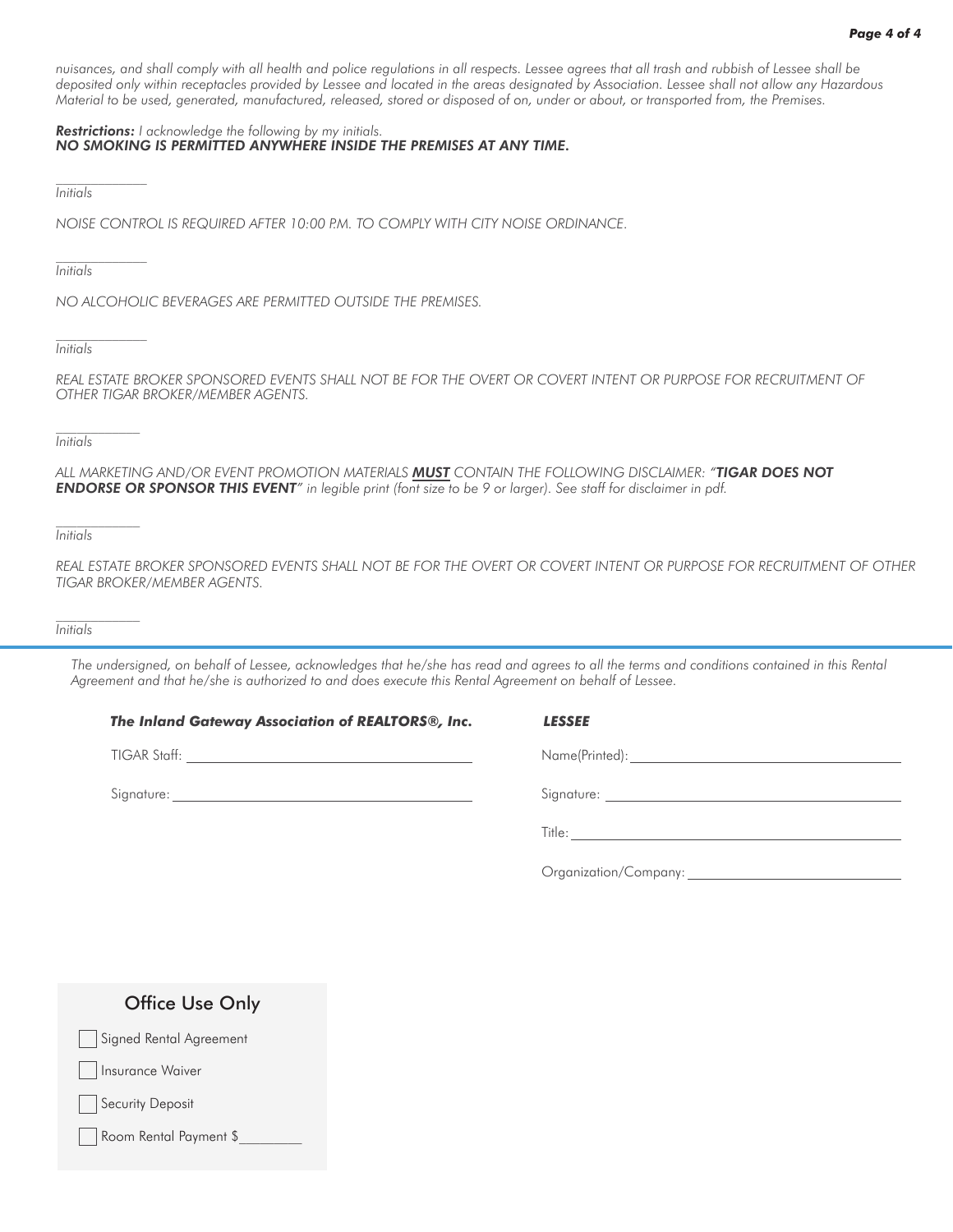*nuisances, and shall comply with all health and police regulations in all respects. Lessee agrees that all trash and rubbish of Lessee shall be deposited only within receptacles provided by Lessee and located in the areas designated by Association. Lessee shall not allow any Hazardous Material to be used, generated, manufactured, released, stored or disposed of on, under or about, or transported from, the Premises.*

***Restrictions:*** *I acknowledge the following by my initials.*
***NO SMOKING IS PERMITTED ANYWHERE INSIDE THE PREMISES AT ANY TIME.***

\_\_\_\_\_\_\_\_\_\_\_\_
*Initials*

*NOISE CONTROL IS REQUIRED AFTER 10:00 P.M. TO COMPLY WITH CITY NOISE ORDINANCE.*

\_\_\_\_\_\_\_\_\_\_\_\_
*Initials*

*NO ALCOHOLIC BEVERAGES ARE PERMITTED OUTSIDE THE PREMISES.*

\_\_\_\_\_\_\_\_\_\_\_\_
*Initials*

*REAL ESTATE BROKER SPONSORED EVENTS SHALL NOT BE FOR THE OVERT OR COVERT INTENT OR PURPOSE FOR RECRUITMENT OF OTHER TIGAR BROKER/MEMBER AGENTS.*

\_\_\_\_\_\_\_\_\_\_\_\_
*Initials*

*ALL MARKETING AND/OR EVENT PROMOTION MATERIALS **MUST** CONTAIN THE FOLLOWING DISCLAIMER: "**TIGAR DOES NOT ENDORSE OR SPONSOR THIS EVENT**" in legible print (font size to be 9 or larger). See staff for disclaimer in pdf.*

\_\_\_\_\_\_\_\_\_\_\_\_
*Initials*

*REAL ESTATE BROKER SPONSORED EVENTS SHALL NOT BE FOR THE OVERT OR COVERT INTENT OR PURPOSE FOR RECRUITMENT OF OTHER TIGAR BROKER/MEMBER AGENTS.*

\_\_\_\_\_\_\_\_\_\_\_\_
*Initials*

---

*The undersigned, on behalf of Lessee, acknowledges that he/she has read and agrees to all the terms and conditions contained in this Rental Agreement and that he/she is authorized to and does execute this Rental Agreement on behalf of Lessee.*

***The Inland Gateway Association of REALTORS®, Inc.***

TIGAR Staff: \_\_\_\_\_\_\_\_\_\_\_\_\_\_\_\_\_\_\_\_\_\_\_\_\_\_\_\_\_\_

Signature: \_\_\_\_\_\_\_\_\_\_\_\_\_\_\_\_\_\_\_\_\_\_\_\_\_\_\_\_\_\_

***LESSEE***

Name(Printed): \_\_\_\_\_\_\_\_\_\_\_\_\_\_\_\_\_\_\_\_\_\_\_\_\_\_\_\_\_\_

Signature: \_\_\_\_\_\_\_\_\_\_\_\_\_\_\_\_\_\_\_\_\_\_\_\_\_\_\_\_\_\_

Title: \_\_\_\_\_\_\_\_\_\_\_\_\_\_\_\_\_\_\_\_\_\_\_\_\_\_\_\_\_\_

Organization/Company: \_\_\_\_\_\_\_\_\_\_\_\_\_\_\_\_\_\_\_\_\_\_\_\_\_\_\_\_\_\_

### Office Use Only

- ☐ Signed Rental Agreement
- ☐ Insurance Waiver
- ☐ Security Deposit
- ☐ Room Rental Payment $\_\_\_\_\_\_\_\_